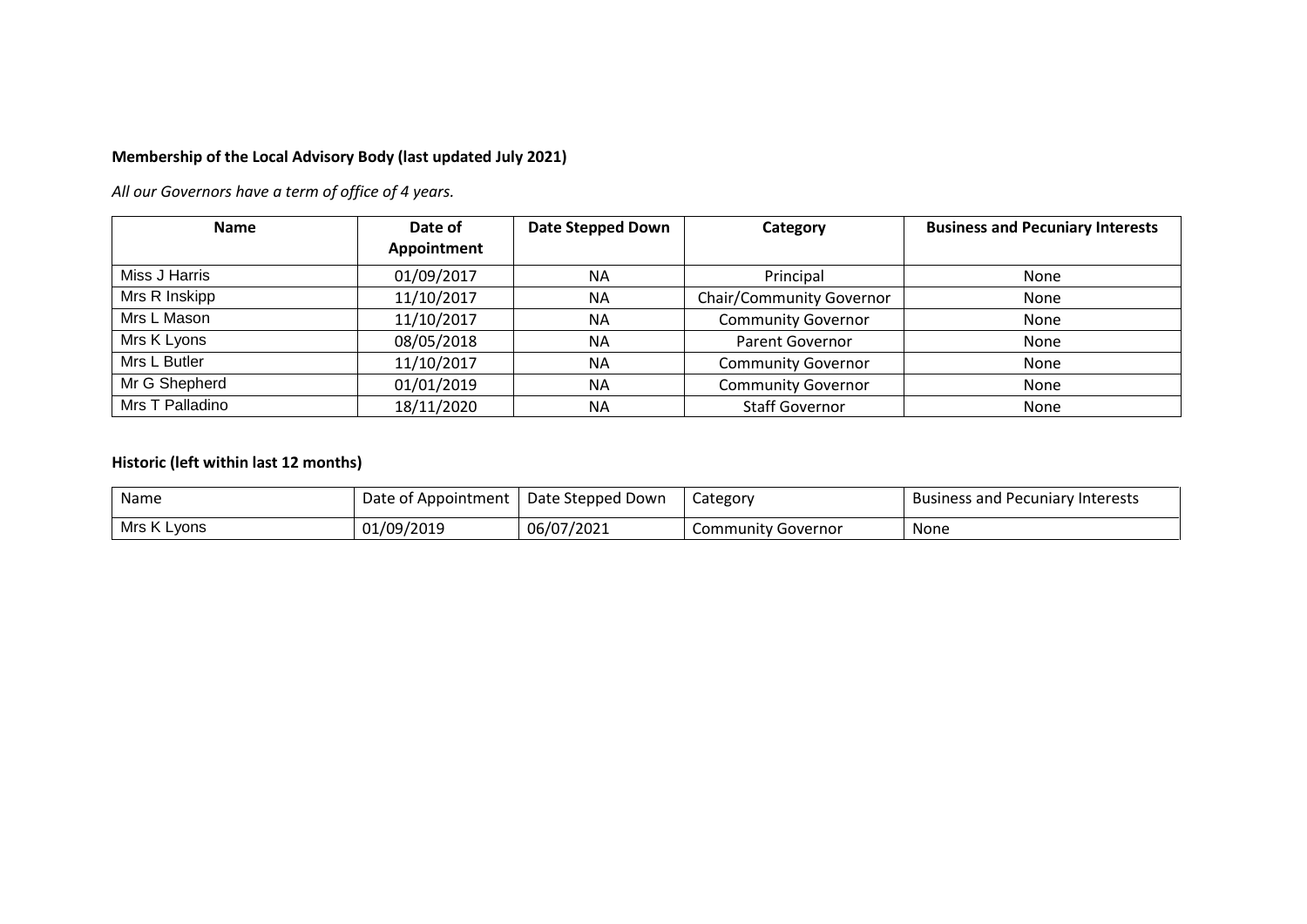**Membership of the Local Advisory Body (last updated July 2021)**

*All our Governors have a term of office of 4 years.*

| Name | Date of Appointment | Date Stepped Down | Category | Business and Pecuniary Interests |
|---|---|---|---|---|
| Miss J Harris | 01/09/2017 | NA | Principal | None |
| Mrs R Inskipp | 11/10/2017 | NA | Chair/Community Governor | None |
| Mrs L Mason | 11/10/2017 | NA | Community Governor | None |
| Mrs K Lyons | 08/05/2018 | NA | Parent Governor | None |
| Mrs L Butler | 11/10/2017 | NA | Community Governor | None |
| Mr G Shepherd | 01/01/2019 | NA | Community Governor | None |
| Mrs T Palladino | 18/11/2020 | NA | Staff Governor | None |

**Historic (left within last 12 months)**

| Name | Date of Appointment | Date Stepped Down | Category | Business and Pecuniary Interests |
|---|---|---|---|---|
| Mrs K Lyons | 01/09/2019 | 06/07/2021 | Community Governor | None |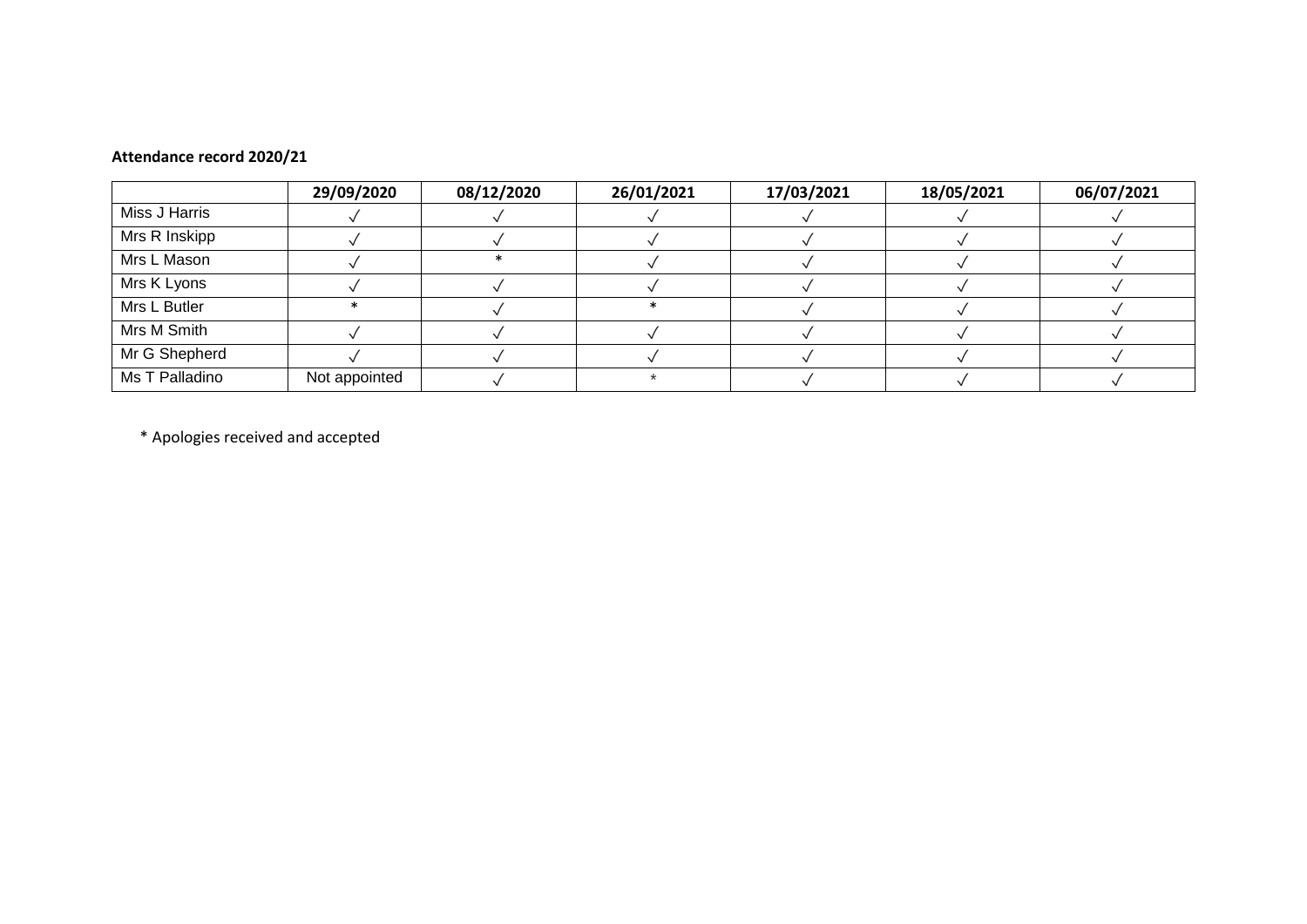**Attendance record 2020/21**

| | 29/09/2020 | 08/12/2020 | 26/01/2021 | 17/03/2021 | 18/05/2021 | 06/07/2021 |
|---|---|---|---|---|---|---|
| Miss J Harris | √ | √ | √ | √ | √ | √ |
| Mrs R Inskipp | √ | √ | √ | √ | √ | √ |
| Mrs L Mason | √ | * | √ | √ | √ | √ |
| Mrs K Lyons | √ | √ | √ | √ | √ | √ |
| Mrs L Butler | * | √ | * | √ | √ | √ |
| Mrs M Smith | √ | √ | √ | √ | √ | √ |
| Mr G Shepherd | √ | √ | √ | √ | √ | √ |
| Ms T Palladino | Not appointed | √ | * | √ | √ | √ |

* Apologies received and accepted